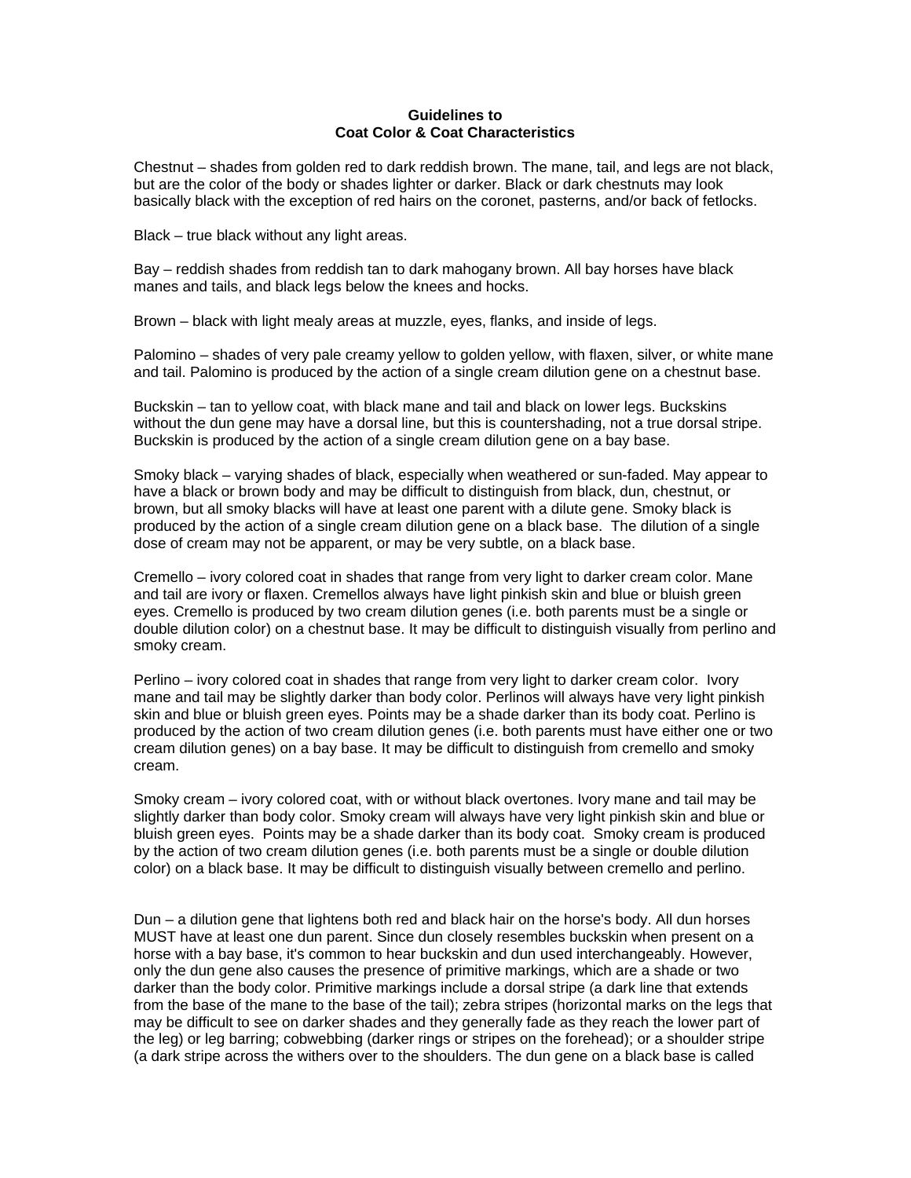# Guidelines to Coat Color & Coat Characteristics

Chestnut – shades from golden red to dark reddish brown. The mane, tail, and legs are not black, but are the color of the body or shades lighter or darker. Black or dark chestnuts may look basically black with the exception of red hairs on the coronet, pasterns, and/or back of fetlocks.

Black – true black without any light areas.

Bay – reddish shades from reddish tan to dark mahogany brown. All bay horses have black manes and tails, and black legs below the knees and hocks.

Brown – black with light mealy areas at muzzle, eyes, flanks, and inside of legs.

Palomino – shades of very pale creamy yellow to golden yellow, with flaxen, silver, or white mane and tail. Palomino is produced by the action of a single cream dilution gene on a chestnut base.

Buckskin – tan to yellow coat, with black mane and tail and black on lower legs. Buckskins without the dun gene may have a dorsal line, but this is countershading, not a true dorsal stripe. Buckskin is produced by the action of a single cream dilution gene on a bay base.

Smoky black – varying shades of black, especially when weathered or sun-faded. May appear to have a black or brown body and may be difficult to distinguish from black, dun, chestnut, or brown, but all smoky blacks will have at least one parent with a dilute gene. Smoky black is produced by the action of a single cream dilution gene on a black base. The dilution of a single dose of cream may not be apparent, or may be very subtle, on a black base.

Cremello – ivory colored coat in shades that range from very light to darker cream color. Mane and tail are ivory or flaxen. Cremellos always have light pinkish skin and blue or bluish green eyes. Cremello is produced by two cream dilution genes (i.e. both parents must be a single or double dilution color) on a chestnut base. It may be difficult to distinguish visually from perlino and smoky cream.

Perlino – ivory colored coat in shades that range from very light to darker cream color. Ivory mane and tail may be slightly darker than body color. Perlinos will always have very light pinkish skin and blue or bluish green eyes. Points may be a shade darker than its body coat. Perlino is produced by the action of two cream dilution genes (i.e. both parents must have either one or two cream dilution genes) on a bay base. It may be difficult to distinguish from cremello and smoky cream.

Smoky cream – ivory colored coat, with or without black overtones. Ivory mane and tail may be slightly darker than body color. Smoky cream will always have very light pinkish skin and blue or bluish green eyes. Points may be a shade darker than its body coat. Smoky cream is produced by the action of two cream dilution genes (i.e. both parents must be a single or double dilution color) on a black base. It may be difficult to distinguish visually between cremello and perlino.

Dun – a dilution gene that lightens both red and black hair on the horse's body. All dun horses MUST have at least one dun parent. Since dun closely resembles buckskin when present on a horse with a bay base, it's common to hear buckskin and dun used interchangeably. However, only the dun gene also causes the presence of primitive markings, which are a shade or two darker than the body color. Primitive markings include a dorsal stripe (a dark line that extends from the base of the mane to the base of the tail); zebra stripes (horizontal marks on the legs that may be difficult to see on darker shades and they generally fade as they reach the lower part of the leg) or leg barring; cobwebbing (darker rings or stripes on the forehead); or a shoulder stripe (a dark stripe across the withers over to the shoulders. The dun gene on a black base is called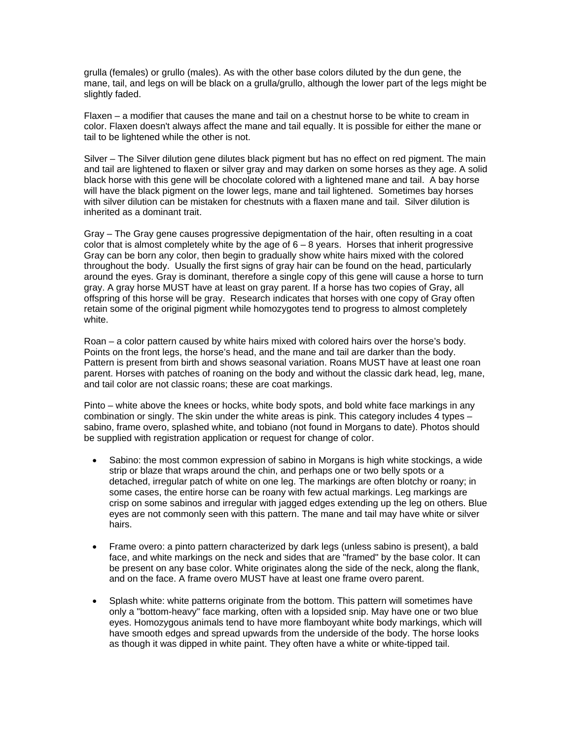grulla (females) or grullo (males). As with the other base colors diluted by the dun gene, the mane, tail, and legs on will be black on a grulla/grullo, although the lower part of the legs might be slightly faded.

Flaxen – a modifier that causes the mane and tail on a chestnut horse to be white to cream in color. Flaxen doesn't always affect the mane and tail equally. It is possible for either the mane or tail to be lightened while the other is not.

Silver – The Silver dilution gene dilutes black pigment but has no effect on red pigment. The main and tail are lightened to flaxen or silver gray and may darken on some horses as they age. A solid black horse with this gene will be chocolate colored with a lightened mane and tail. A bay horse will have the black pigment on the lower legs, mane and tail lightened. Sometimes bay horses with silver dilution can be mistaken for chestnuts with a flaxen mane and tail. Silver dilution is inherited as a dominant trait.

Gray – The Gray gene causes progressive depigmentation of the hair, often resulting in a coat color that is almost completely white by the age of 6 – 8 years. Horses that inherit progressive Gray can be born any color, then begin to gradually show white hairs mixed with the colored throughout the body. Usually the first signs of gray hair can be found on the head, particularly around the eyes. Gray is dominant, therefore a single copy of this gene will cause a horse to turn gray. A gray horse MUST have at least on gray parent. If a horse has two copies of Gray, all offspring of this horse will be gray. Research indicates that horses with one copy of Gray often retain some of the original pigment while homozygotes tend to progress to almost completely white.

Roan – a color pattern caused by white hairs mixed with colored hairs over the horse's body. Points on the front legs, the horse's head, and the mane and tail are darker than the body. Pattern is present from birth and shows seasonal variation. Roans MUST have at least one roan parent. Horses with patches of roaning on the body and without the classic dark head, leg, mane, and tail color are not classic roans; these are coat markings.

Pinto – white above the knees or hocks, white body spots, and bold white face markings in any combination or singly. The skin under the white areas is pink. This category includes 4 types – sabino, frame overo, splashed white, and tobiano (not found in Morgans to date). Photos should be supplied with registration application or request for change of color.

- Sabino: the most common expression of sabino in Morgans is high white stockings, a wide strip or blaze that wraps around the chin, and perhaps one or two belly spots or a detached, irregular patch of white on one leg. The markings are often blotchy or roany; in some cases, the entire horse can be roany with few actual markings. Leg markings are crisp on some sabinos and irregular with jagged edges extending up the leg on others. Blue eyes are not commonly seen with this pattern. The mane and tail may have white or silver hairs.

- Frame overo: a pinto pattern characterized by dark legs (unless sabino is present), a bald face, and white markings on the neck and sides that are "framed" by the base color. It can be present on any base color. White originates along the side of the neck, along the flank, and on the face. A frame overo MUST have at least one frame overo parent.

- Splash white: white patterns originate from the bottom. This pattern will sometimes have only a "bottom-heavy" face marking, often with a lopsided snip. May have one or two blue eyes. Homozygous animals tend to have more flamboyant white body markings, which will have smooth edges and spread upwards from the underside of the body. The horse looks as though it was dipped in white paint. They often have a white or white-tipped tail.